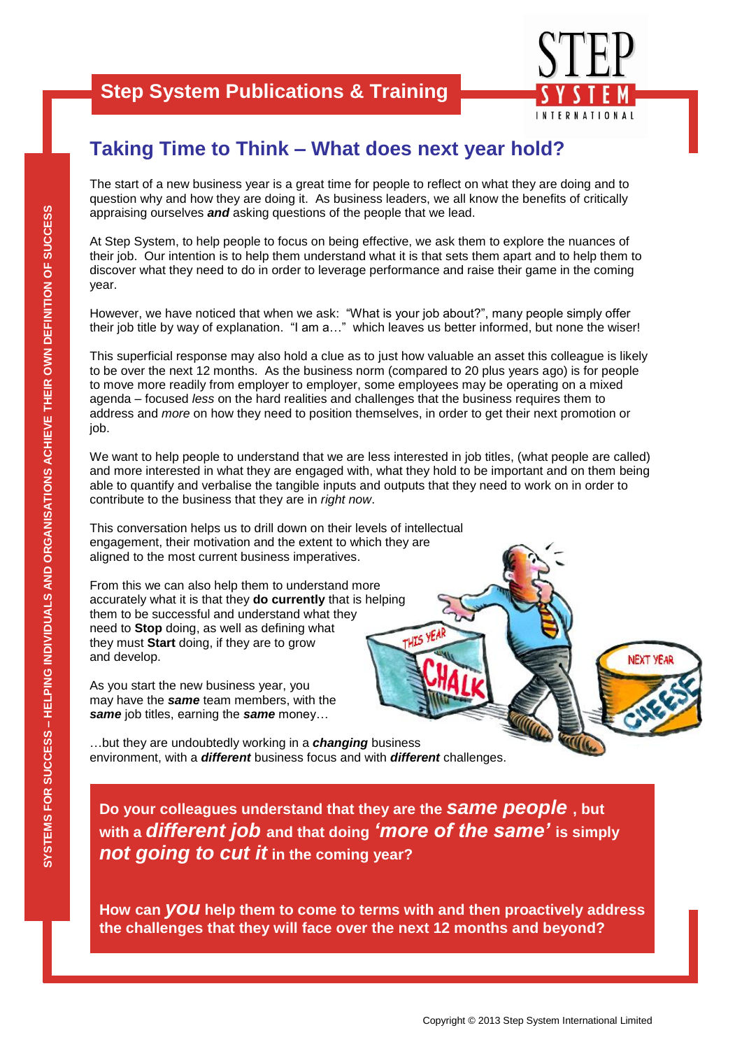Step System Publications & Training

SYSTEMS FOR SUCCESS – HELPING INDIVIDUALS AND ORGANISATIONS ACHIEVE THEIR OWN DEFINITION OF SUCCESS

# Taking Time to Think – What does next year hold?

The start of a new business year is a great time for people to reflect on what they are doing and to question why and how they are doing it. As business leaders, we all know the benefits of critically appraising ourselves ***and*** asking questions of the people that we lead.

At Step System, to help people to focus on being effective, we ask them to explore the nuances of their job. Our intention is to help them understand what it is that sets them apart and to help them to discover what they need to do in order to leverage performance and raise their game in the coming year.

However, we have noticed that when we ask: "What is your job about?", many people simply offer their job title by way of explanation. "I am a…" which leaves us better informed, but none the wiser!

This superficial response may also hold a clue as to just how valuable an asset this colleague is likely to be over the next 12 months. As the business norm (compared to 20 plus years ago) is for people to move more readily from employer to employer, some employees may be operating on a mixed agenda – focused *less* on the hard realities and challenges that the business requires them to address and *more* on how they need to position themselves, in order to get their next promotion or job.

We want to help people to understand that we are less interested in job titles, (what people are called) and more interested in what they are engaged with, what they hold to be important and on them being able to quantify and verbalise the tangible inputs and outputs that they need to work on in order to contribute to the business that they are in *right now*.

This conversation helps us to drill down on their levels of intellectual engagement, their motivation and the extent to which they are aligned to the most current business imperatives.

From this we can also help them to understand more accurately what it is that they **do currently** that is helping them to be successful and understand what they need to **Stop** doing, as well as defining what they must **Start** doing, if they are to grow and develop.

As you start the new business year, you may have the ***same*** team members, with the ***same*** job titles, earning the ***same*** money…

…but they are undoubtedly working in a ***changing*** business environment, with a ***different*** business focus and with ***different*** challenges.

**Do your colleagues understand that they are the *same people*, but with a *different job* and that doing *'more of the same'* is simply *not going to cut it* in the coming year?**

**How can *you* help them to come to terms with and then proactively address the challenges that they will face over the next 12 months and beyond?**

Copyright © 2013 Step System International Limited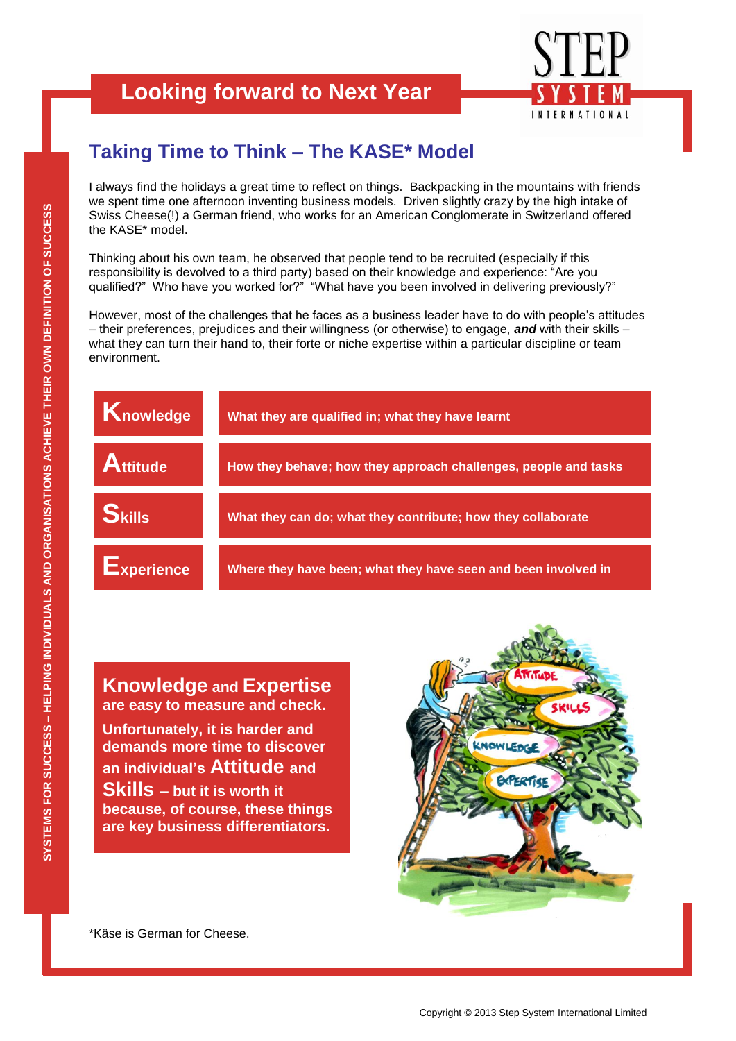# Looking forward to Next Year

## Taking Time to Think – The KASE* Model

I always find the holidays a great time to reflect on things. Backpacking in the mountains with friends we spent time one afternoon inventing business models. Driven slightly crazy by the high intake of Swiss Cheese(!) a German friend, who works for an American Conglomerate in Switzerland offered the KASE* model.

Thinking about his own team, he observed that people tend to be recruited (especially if this responsibility is devolved to a third party) based on their knowledge and experience: "Are you qualified?" Who have you worked for?" "What have you been involved in delivering previously?"

However, most of the challenges that he faces as a business leader have to do with people's attitudes – their preferences, prejudices and their willingness (or otherwise) to engage, ***and*** with their skills – what they can turn their hand to, their forte or niche expertise within a particular discipline or team environment.

| | |
|---|---|
| **Knowledge** | **What they are qualified in; what they have learnt** |
| **Attitude** | **How they behave; how they approach challenges, people and tasks** |
| **Skills** | **What they can do; what they contribute; how they collaborate** |
| **Experience** | **Where they have been; what they have seen and been involved in** |

**Knowledge and Expertise are easy to measure and check.**

**Unfortunately, it is harder and demands more time to discover an individual's Attitude and Skills – but it is worth it because, of course, these things are key business differentiators.**

*Käse is German for Cheese.

SYSTEMS FOR SUCCESS – HELPING INDIVIDUALS AND ORGANISATIONS ACHIEVE THEIR OWN DEFINITION OF SUCCESS

Copyright © 2013 Step System International Limited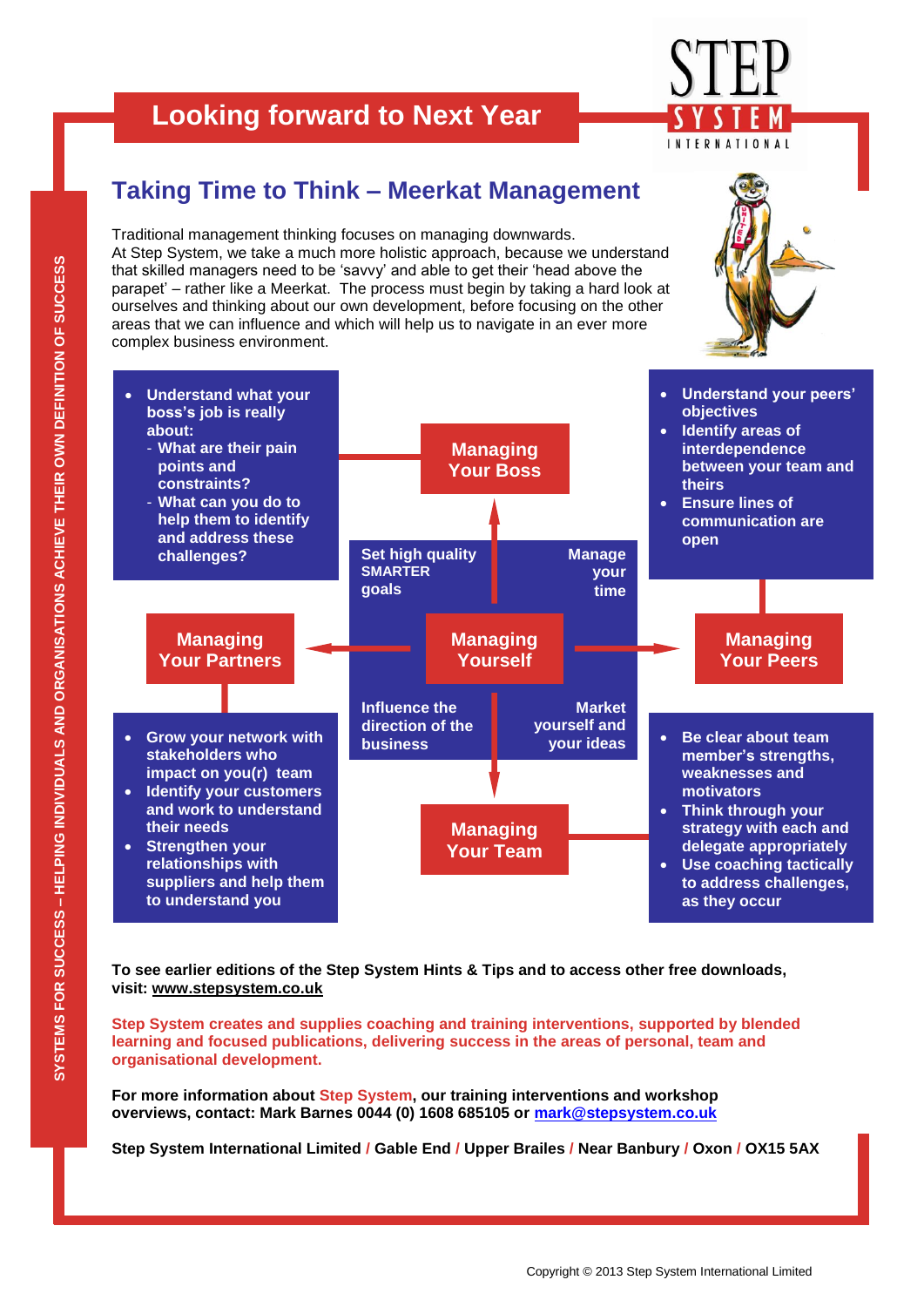# Looking forward to Next Year

## Taking Time to Think – Meerkat Management

Traditional management thinking focuses on managing downwards.
At Step System, we take a much more holistic approach, because we understand that skilled managers need to be 'savvy' and able to get their 'head above the parapet' – rather like a Meerkat. The process must begin by taking a hard look at ourselves and thinking about our own development, before focusing on the other areas that we can influence and which will help us to navigate in an ever more complex business environment.

### Managing Your Boss

- Understand what your boss's job is really about:
  - What are their pain points and constraints?
  - What can you do to help them to identify and address these challenges?

### Managing Your Peers

- Understand your peers' objectives
- Identify areas of interdependence between your team and theirs
- Ensure lines of communication are open

### Managing Yourself

- Set high quality SMARTER goals
- Manage your time
- Influence the direction of the business
- Market yourself and your ideas

### Managing Your Partners

- Grow your network with stakeholders who impact on you(r) team
- Identify your customers and work to understand their needs
- Strengthen your relationships with suppliers and help them to understand you

### Managing Your Team

- Be clear about team member's strengths, weaknesses and motivators
- Think through your strategy with each and delegate appropriately
- Use coaching tactically to address challenges, as they occur

**To see earlier editions of the Step System Hints & Tips and to access other free downloads, visit: www.stepsystem.co.uk**

**Step System creates and supplies coaching and training interventions, supported by blended learning and focused publications, delivering success in the areas of personal, team and organisational development.**

**For more information about Step System, our training interventions and workshop overviews, contact: Mark Barnes 0044 (0) 1608 685105 or mark@stepsystem.co.uk**

**Step System International Limited / Gable End / Upper Brailes / Near Banbury / Oxon / OX15 5AX**

SYSTEMS FOR SUCCESS – HELPING INDIVIDUALS AND ORGANISATIONS ACHIEVE THEIR OWN DEFINITION OF SUCCESS

Copyright © 2013 Step System International Limited